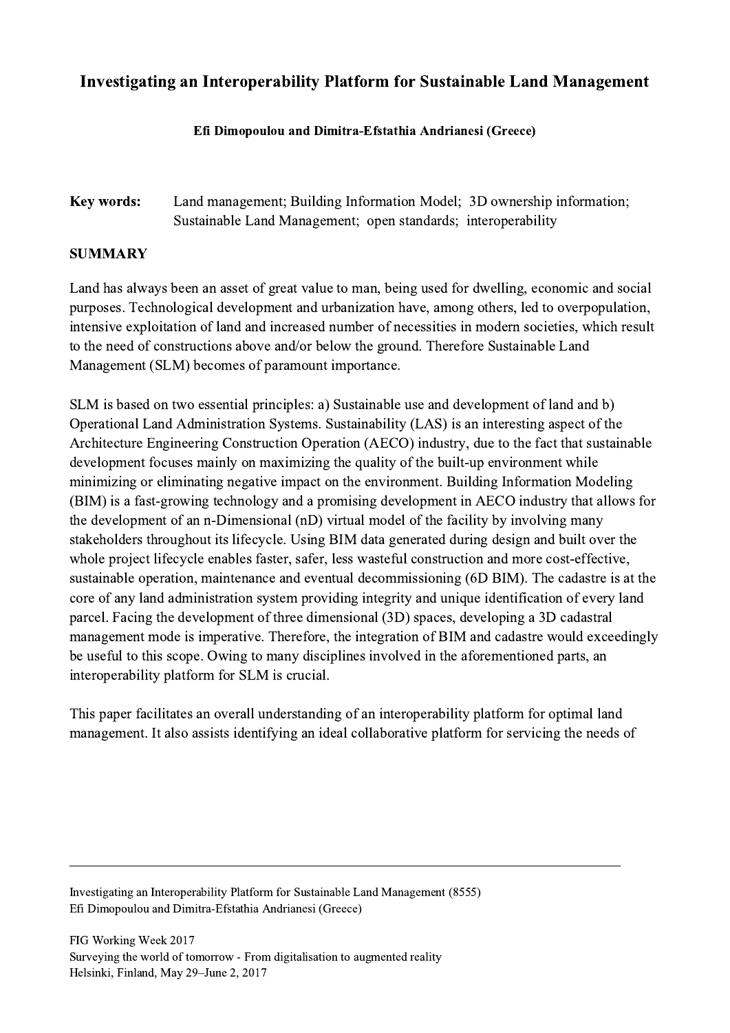# Investigating an Interoperability Platform for Sustainable Land Management

**Efi Dimopoulou and Dimitra-Efstathia Andrianesi (Greece)**

**Key words:** Land management; Building Information Model; 3D ownership information; Sustainable Land Management; open standards; interoperability

## SUMMARY

Land has always been an asset of great value to man, being used for dwelling, economic and social purposes. Technological development and urbanization have, among others, led to overpopulation, intensive exploitation of land and increased number of necessities in modern societies, which result to the need of constructions above and/or below the ground. Therefore Sustainable Land Management (SLM) becomes of paramount importance.

SLM is based on two essential principles: a) Sustainable use and development of land and b) Operational Land Administration Systems. Sustainability (LAS) is an interesting aspect of the Architecture Engineering Construction Operation (AECO) industry, due to the fact that sustainable development focuses mainly on maximizing the quality of the built-up environment while minimizing or eliminating negative impact on the environment. Building Information Modeling (BIM) is a fast-growing technology and a promising development in AECO industry that allows for the development of an n-Dimensional (nD) virtual model of the facility by involving many stakeholders throughout its lifecycle. Using BIM data generated during design and built over the whole project lifecycle enables faster, safer, less wasteful construction and more cost-effective, sustainable operation, maintenance and eventual decommissioning (6D BIM). The cadastre is at the core of any land administration system providing integrity and unique identification of every land parcel. Facing the development of three dimensional (3D) spaces, developing a 3D cadastral management mode is imperative. Therefore, the integration of BIM and cadastre would exceedingly be useful to this scope. Owing to many disciplines involved in the aforementioned parts, an interoperability platform for SLM is crucial.

This paper facilitates an overall understanding of an interoperability platform for optimal land management. It also assists identifying an ideal collaborative platform for servicing the needs of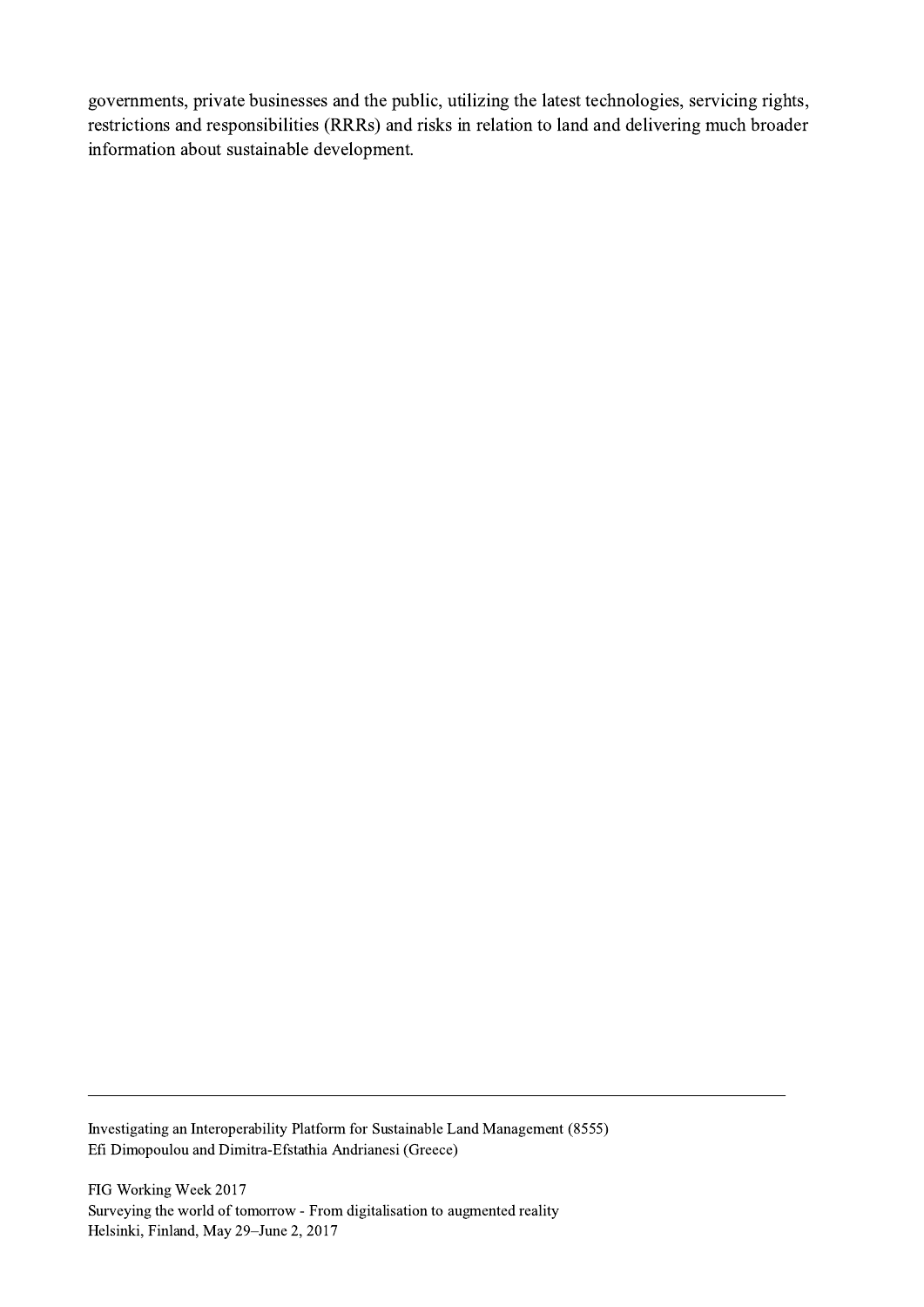governments, private businesses and the public, utilizing the latest technologies, servicing rights, restrictions and responsibilities (RRRs) and risks in relation to land and delivering much broader information about sustainable development.